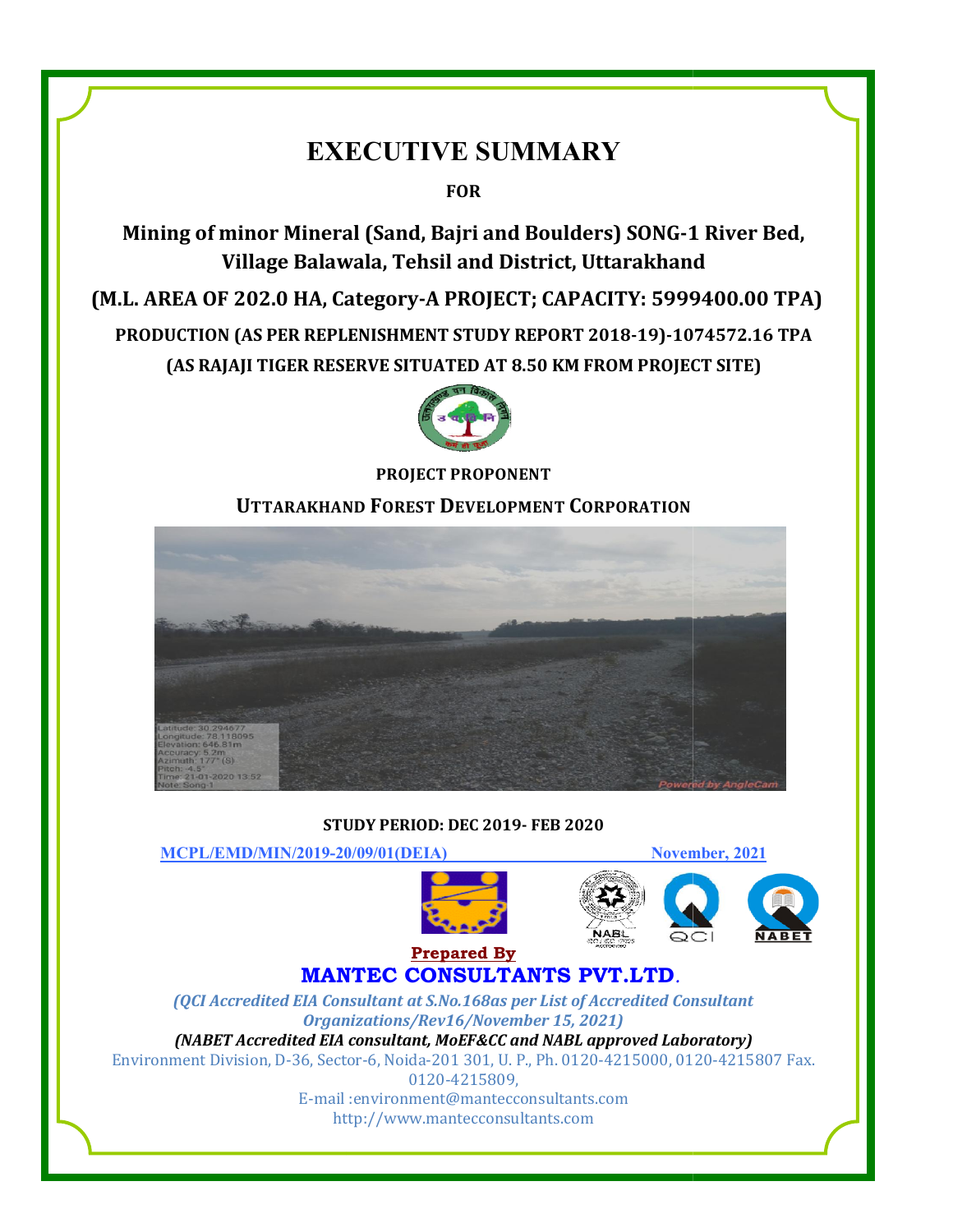# EXECUTIVE SUMMARY

**FOR**

## Mining of minor Mineral (Sand, Bajri and Boulders) SONG-1 River Bed, Village Balawala, Tehsil and District, Uttarakhand

**(M.L. AREA OF 202.0 HA, Category-A PROJECT; CAPACITY: 5999400.00 TPA)**

**PRODUCTION (AS PER REPLENISHMENT STUDY REPORT 2018-19)-1074572.16 TPA**

**(AS RAJAJI TIGER RESERVE SITUATED AT 8.50 KM FROM PROJECT SITE)**

**PROJECT PROPONENT**

**UTTARAKHAND FOREST DEVELOPMENT CORPORATION**

**STUDY PERIOD: DEC 2019- FEB 2020**

**MCPL/EMD/MIN/2019-20/09/01(DEIA)** **November, 2021**

**Prepared By**

**MANTEC CONSULTANTS PVT.LTD.**

*(QCI Accredited EIA Consultant at S.No.168as per List of Accredited Consultant Organizations/Rev16/November 15, 2021)*

***(NABET Accredited EIA consultant, MoEF&CC and NABL approved Laboratory)***

Environment Division, D-36, Sector-6, Noida-201 301, U. P., Ph. 0120-4215000, 0120-4215807 Fax. 0120-4215809,

E-mail :environment@mantecconsultants.com

http://www.mantecconsultants.com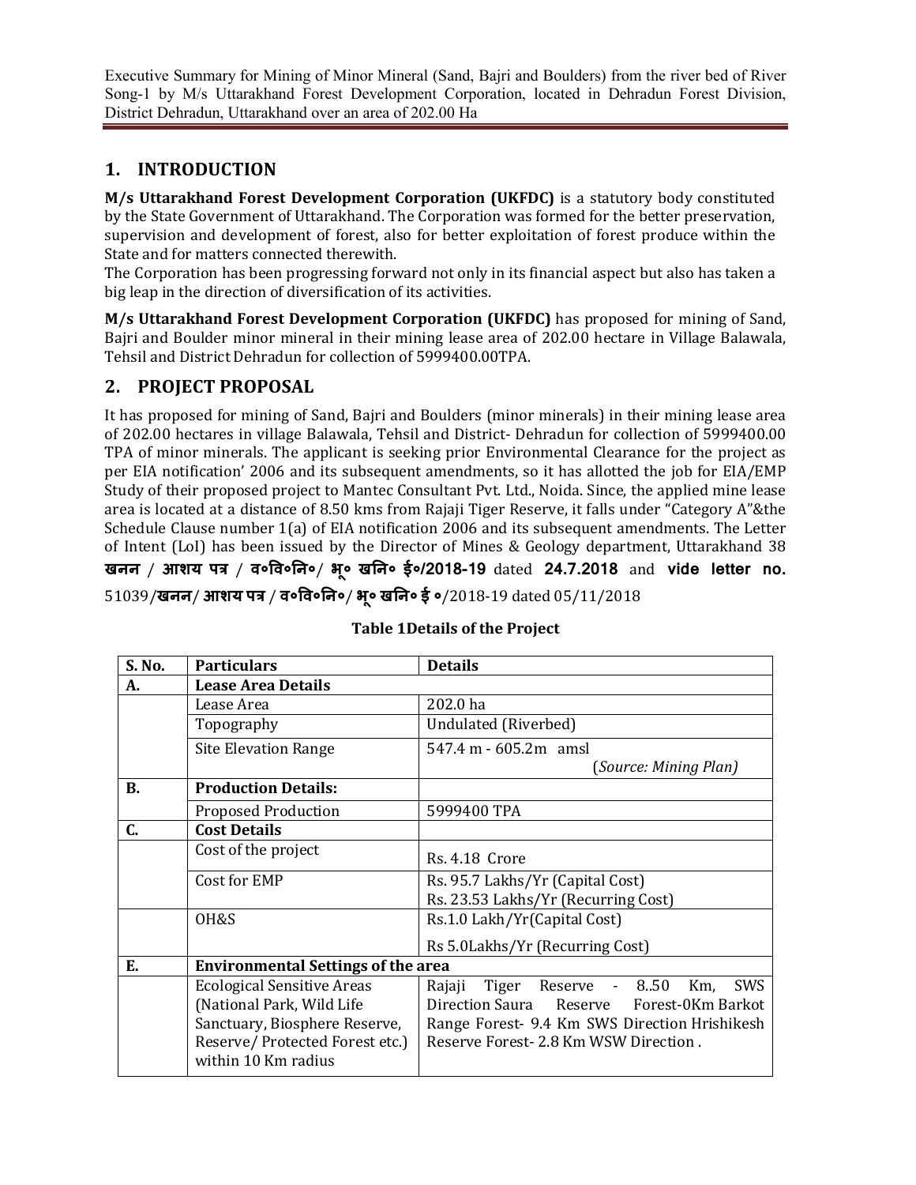## 1. INTRODUCTION

**M/s Uttarakhand Forest Development Corporation (UKFDC)** is a statutory body constituted by the State Government of Uttarakhand. The Corporation was formed for the better preservation, supervision and development of forest, also for better exploitation of forest produce within the State and for matters connected therewith.

The Corporation has been progressing forward not only in its financial aspect but also has taken a big leap in the direction of diversification of its activities.

**M/s Uttarakhand Forest Development Corporation (UKFDC)** has proposed for mining of Sand, Bajri and Boulder minor mineral in their mining lease area of 202.00 hectare in Village Balawala, Tehsil and District Dehradun for collection of 5999400.00TPA.

## 2. PROJECT PROPOSAL

It has proposed for mining of Sand, Bajri and Boulders (minor minerals) in their mining lease area of 202.00 hectares in village Balawala, Tehsil and District- Dehradun for collection of 5999400.00 TPA of minor minerals. The applicant is seeking prior Environmental Clearance for the project as per EIA notification' 2006 and its subsequent amendments, so it has allotted the job for EIA/EMP Study of their proposed project to Mantec Consultant Pvt. Ltd., Noida. Since, the applied mine lease area is located at a distance of 8.50 kms from Rajaji Tiger Reserve, it falls under "Category A"&the Schedule Clause number 1(a) of EIA notification 2006 and its subsequent amendments. The Letter of Intent (LoI) has been issued by the Director of Mines & Geology department, Uttarakhand 38 **खनन / आशय पत्र / व०वि०नि०/ भू० खनि० ई०/2018-19** dated **24.7.2018** and **vide letter no.** 51039/**खनन/ आशय पत्र / व०वि०नि०/ भू० खनि० ई ०**/2018-19 dated 05/11/2018

**Table 1Details of the Project**

| S. No. | Particulars | Details |
|---|---|---|
| **A.** | **Lease Area Details** | |
| | Lease Area | 202.0 ha |
| | Topography | Undulated (Riverbed) |
| | Site Elevation Range | 547.4 m - 605.2m amsl (*Source: Mining Plan*) |
| **B.** | **Production Details:** | |
| | Proposed Production | 5999400 TPA |
| **C.** | **Cost Details** | |
| | Cost of the project | Rs. 4.18 Crore |
| | Cost for EMP | Rs. 95.7 Lakhs/Yr (Capital Cost)<br>Rs. 23.53 Lakhs/Yr (Recurring Cost) |
| | OH&S | Rs.1.0 Lakh/Yr(Capital Cost)<br>Rs 5.0Lakhs/Yr (Recurring Cost) |
| **E.** | **Environmental Settings of the area** | |
| | Ecological Sensitive Areas (National Park, Wild Life Sanctuary, Biosphere Reserve, Reserve/ Protected Forest etc.) within 10 Km radius | Rajaji Tiger Reserve - 8..50 Km, SWS Direction Saura Reserve Forest-0Km Barkot Range Forest- 9.4 Km SWS Direction Hrishikesh Reserve Forest- 2.8 Km WSW Direction . |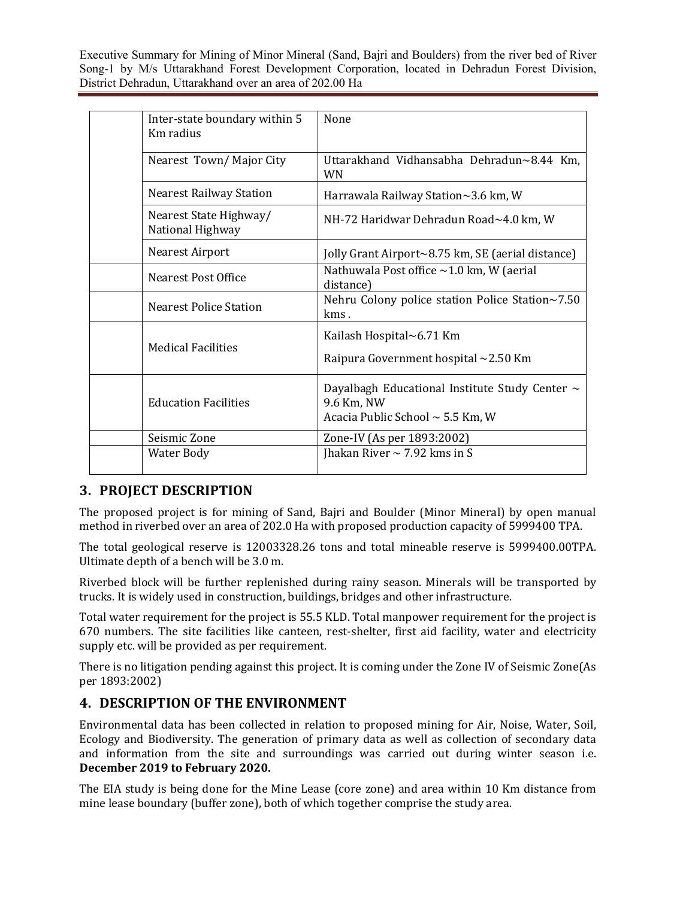| | | |
|---|---|---|
| | Inter-state boundary within 5 Km radius | None |
| | Nearest Town/ Major City | Uttarakhand Vidhansabha Dehradun~8.44 Km, WN |
| | Nearest Railway Station | Harrawala Railway Station~3.6 km, W |
| | Nearest State Highway/ National Highway | NH-72 Haridwar Dehradun Road~4.0 km, W |
| | Nearest Airport | Jolly Grant Airport~8.75 km, SE (aerial distance) |
| | Nearest Post Office | Nathuwala Post office ~1.0 km, W (aerial distance) |
| | Nearest Police Station | Nehru Colony police station Police Station~7.50 kms . |
| | Medical Facilities | Kailash Hospital~6.71 Km<br>Raipura Government hospital ~2.50 Km |
| | Education Facilities | Dayalbagh Educational Institute Study Center ~ 9.6 Km, NW<br>Acacia Public School ~ 5.5 Km, W |
| | Seismic Zone | Zone-IV (As per 1893:2002) |
| | Water Body | Jhakan River ~ 7.92 kms in S |

## 3. PROJECT DESCRIPTION

The proposed project is for mining of Sand, Bajri and Boulder (Minor Mineral) by open manual method in riverbed over an area of 202.0 Ha with proposed production capacity of 5999400 TPA.

The total geological reserve is 12003328.26 tons and total mineable reserve is 5999400.00TPA. Ultimate depth of a bench will be 3.0 m.

Riverbed block will be further replenished during rainy season. Minerals will be transported by trucks. It is widely used in construction, buildings, bridges and other infrastructure.

Total water requirement for the project is 55.5 KLD. Total manpower requirement for the project is 670 numbers. The site facilities like canteen, rest-shelter, first aid facility, water and electricity supply etc. will be provided as per requirement.

There is no litigation pending against this project. It is coming under the Zone IV of Seismic Zone(As per 1893:2002)

## 4. DESCRIPTION OF THE ENVIRONMENT

Environmental data has been collected in relation to proposed mining for Air, Noise, Water, Soil, Ecology and Biodiversity. The generation of primary data as well as collection of secondary data and information from the site and surroundings was carried out during winter season i.e. **December 2019 to February 2020.**

The EIA study is being done for the Mine Lease (core zone) and area within 10 Km distance from mine lease boundary (buffer zone), both of which together comprise the study area.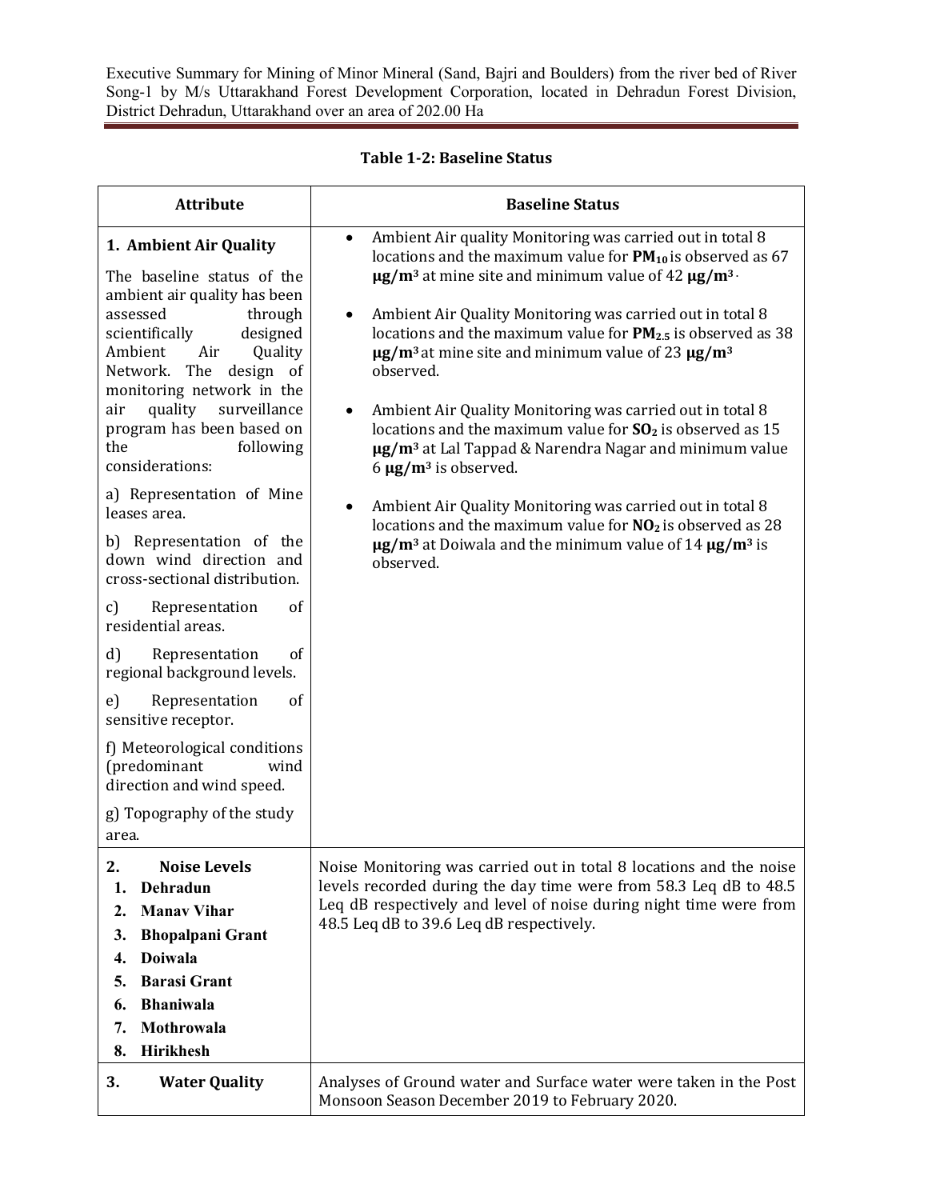**Table 1-2: Baseline Status**

| Attribute | Baseline Status |
|---|---|
| **1. Ambient Air Quality**<br><br>The baseline status of the ambient air quality has been assessed through scientifically designed Ambient Air Quality Network. The design of monitoring network in the air quality surveillance program has been based on the following considerations:<br><br>a) Representation of Mine leases area.<br><br>b) Representation of the down wind direction and cross-sectional distribution.<br><br>c) Representation of residential areas.<br><br>d) Representation of regional background levels.<br><br>e) Representation of sensitive receptor.<br><br>f) Meteorological conditions (predominant wind direction and wind speed.<br><br>g) Topography of the study area. | • Ambient Air quality Monitoring was carried out in total 8 locations and the maximum value for **$PM_{10}$** is observed as 67 **μg/m³** at mine site and minimum value of 42 **μg/m³**.<br><br>• Ambient Air Quality Monitoring was carried out in total 8 locations and the maximum value for **$PM_{2.5}$** is observed as 38 **μg/m³** at mine site and minimum value of 23 **μg/m³** observed.<br><br>• Ambient Air Quality Monitoring was carried out in total 8 locations and the maximum value for **$SO_2$** is observed as 15 **μg/m³** at Lal Tappad & Narendra Nagar and minimum value 6 **μg/m³** is observed.<br><br>• Ambient Air Quality Monitoring was carried out in total 8 locations and the maximum value for **$NO_2$** is observed as 28 **μg/m³** at Doiwala and the minimum value of 14 **μg/m³** is observed. |
| **2. Noise Levels**<br>**1. Dehradun**<br>**2. Manav Vihar**<br>**3. Bhopalpani Grant**<br>**4. Doiwala**<br>**5. Barasi Grant**<br>**6. Bhaniwala**<br>**7. Mothrowala**<br>**8. Hirikhesh** | Noise Monitoring was carried out in total 8 locations and the noise levels recorded during the day time were from 58.3 Leq dB to 48.5 Leq dB respectively and level of noise during night time were from 48.5 Leq dB to 39.6 Leq dB respectively. |
| **3. Water Quality** | Analyses of Ground water and Surface water were taken in the Post Monsoon Season December 2019 to February 2020. |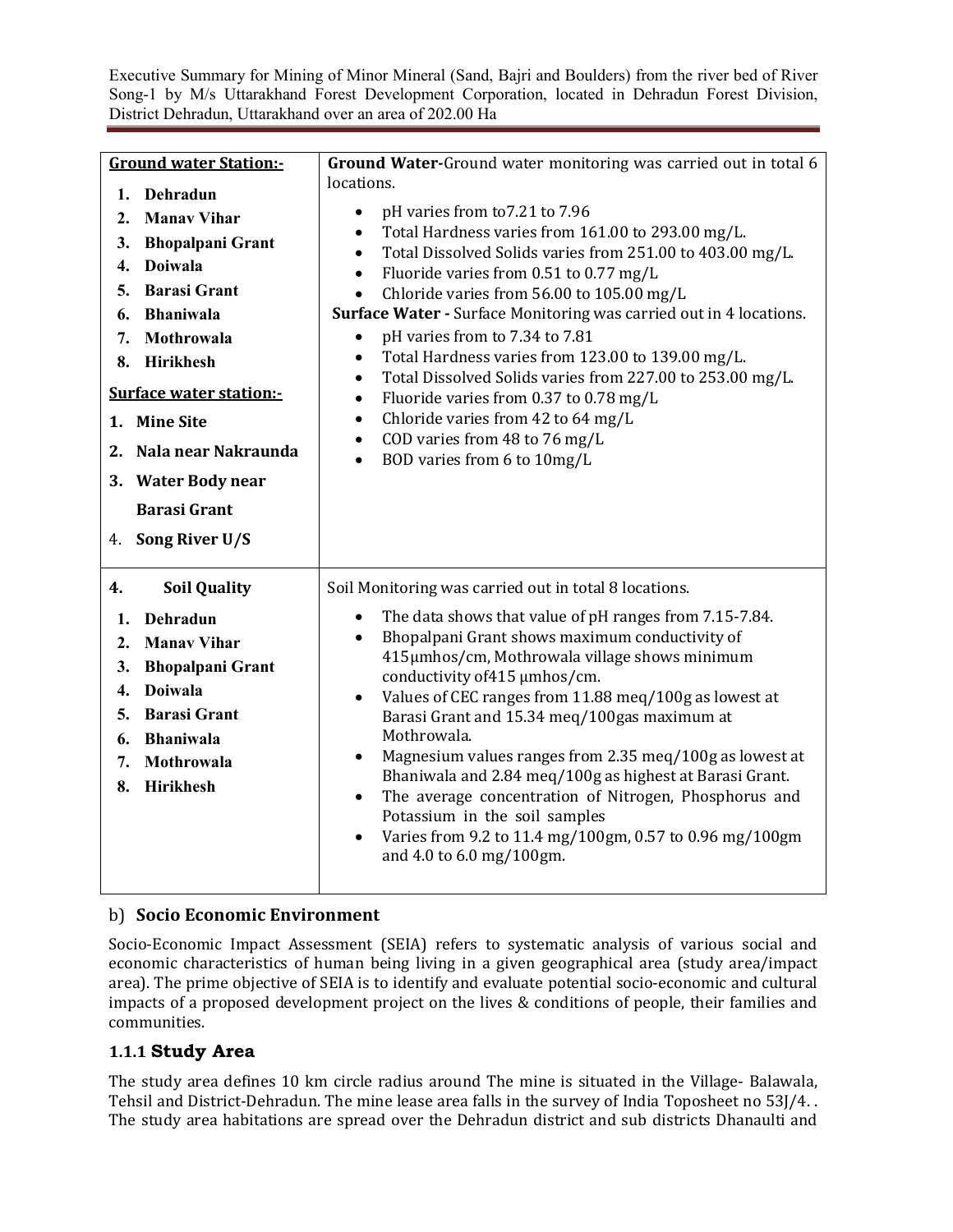| **Ground water Station:-**<br>1. **Dehradun**<br>2. **Manav Vihar**<br>3. **Bhopalpani Grant**<br>4. **Doiwala**<br>5. **Barasi Grant**<br>6. **Bhaniwala**<br>7. **Mothrowala**<br>8. **Hirikhesh**<br>**Surface water station:-**<br>1. **Mine Site**<br>2. **Nala near Nakraunda**<br>3. **Water Body near Barasi Grant**<br>4. **Song River U/S** | **Ground Water-**Ground water monitoring was carried out in total 6 locations.<br>• pH varies from to7.21 to 7.96<br>• Total Hardness varies from 161.00 to 293.00 mg/L.<br>• Total Dissolved Solids varies from 251.00 to 403.00 mg/L.<br>• Fluoride varies from 0.51 to 0.77 mg/L<br>• Chloride varies from 56.00 to 105.00 mg/L<br>**Surface Water -** Surface Monitoring was carried out in 4 locations.<br>• pH varies from to 7.34 to 7.81<br>• Total Hardness varies from 123.00 to 139.00 mg/L.<br>• Total Dissolved Solids varies from 227.00 to 253.00 mg/L.<br>• Fluoride varies from 0.37 to 0.78 mg/L<br>• Chloride varies from 42 to 64 mg/L<br>• COD varies from 48 to 76 mg/L<br>• BOD varies from 6 to 10mg/L |
|---|---|
| **4. Soil Quality**<br>1. **Dehradun**<br>2. **Manav Vihar**<br>3. **Bhopalpani Grant**<br>4. **Doiwala**<br>5. **Barasi Grant**<br>6. **Bhaniwala**<br>7. **Mothrowala**<br>8. **Hirikhesh** | Soil Monitoring was carried out in total 8 locations.<br>• The data shows that value of pH ranges from 7.15-7.84.<br>• Bhopalpani Grant shows maximum conductivity of 415μmhos/cm, Mothrowala village shows minimum conductivity of415 μmhos/cm.<br>• Values of CEC ranges from 11.88 meq/100g as lowest at Barasi Grant and 15.34 meq/100gas maximum at Mothrowala.<br>• Magnesium values ranges from 2.35 meq/100g as lowest at Bhaniwala and 2.84 meq/100g as highest at Barasi Grant.<br>• The average concentration of Nitrogen, Phosphorus and Potassium in the soil samples<br>• Varies from 9.2 to 11.4 mg/100gm, 0.57 to 0.96 mg/100gm and 4.0 to 6.0 mg/100gm. |

b) **Socio Economic Environment**

Socio-Economic Impact Assessment (SEIA) refers to systematic analysis of various social and economic characteristics of human being living in a given geographical area (study area/impact area). The prime objective of SEIA is to identify and evaluate potential socio-economic and cultural impacts of a proposed development project on the lives & conditions of people, their families and communities.

### 1.1.1 Study Area

The study area defines 10 km circle radius around The mine is situated in the Village- Balawala, Tehsil and District-Dehradun. The mine lease area falls in the survey of India Toposheet no 53J/4. . The study area habitations are spread over the Dehradun district and sub districts Dhanaulti and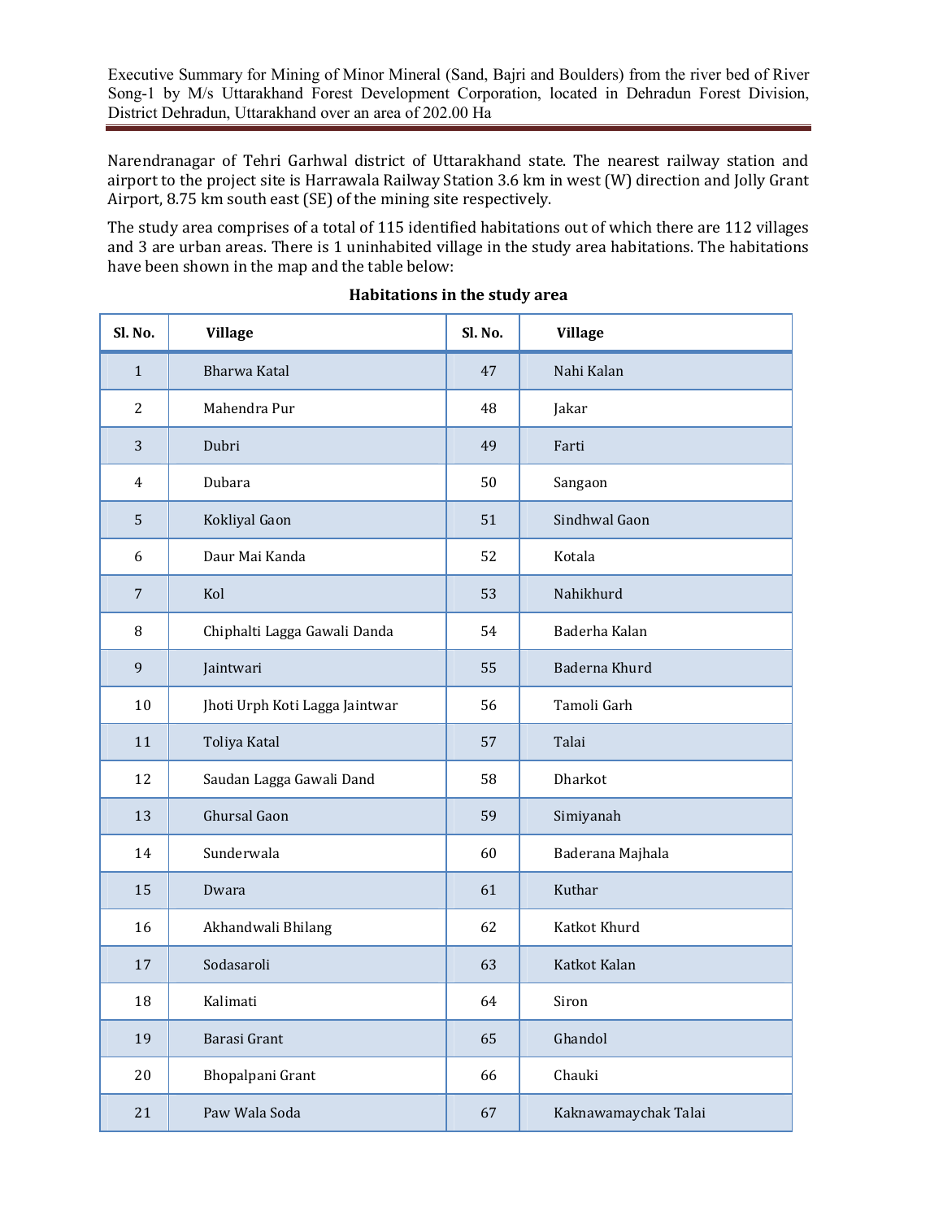Narendranagar of Tehri Garhwal district of Uttarakhand state. The nearest railway station and airport to the project site is Harrawala Railway Station 3.6 km in west (W) direction and Jolly Grant Airport, 8.75 km south east (SE) of the mining site respectively.

The study area comprises of a total of 115 identified habitations out of which there are 112 villages and 3 are urban areas. There is 1 uninhabited village in the study area habitations. The habitations have been shown in the map and the table below:

**Habitations in the study area**

| Sl. No. | Village | Sl. No. | Village |
|---|---|---|---|
| 1 | Bharwa Katal | 47 | Nahi Kalan |
| 2 | Mahendra Pur | 48 | Jakar |
| 3 | Dubri | 49 | Farti |
| 4 | Dubara | 50 | Sangaon |
| 5 | Kokliyal Gaon | 51 | Sindhwal Gaon |
| 6 | Daur Mai Kanda | 52 | Kotala |
| 7 | Kol | 53 | Nahikhurd |
| 8 | Chiphalti Lagga Gawali Danda | 54 | Baderha Kalan |
| 9 | Jaintwari | 55 | Baderna Khurd |
| 10 | Jhoti Urph Koti Lagga Jaintwar | 56 | Tamoli Garh |
| 11 | Toliya Katal | 57 | Talai |
| 12 | Saudan Lagga Gawali Dand | 58 | Dharkot |
| 13 | Ghursal Gaon | 59 | Simiyanah |
| 14 | Sunderwala | 60 | Baderana Majhala |
| 15 | Dwara | 61 | Kuthar |
| 16 | Akhandwali Bhilang | 62 | Katkot Khurd |
| 17 | Sodasaroli | 63 | Katkot Kalan |
| 18 | Kalimati | 64 | Siron |
| 19 | Barasi Grant | 65 | Ghandol |
| 20 | Bhopalpani Grant | 66 | Chauki |
| 21 | Paw Wala Soda | 67 | Kaknawamaychak Talai |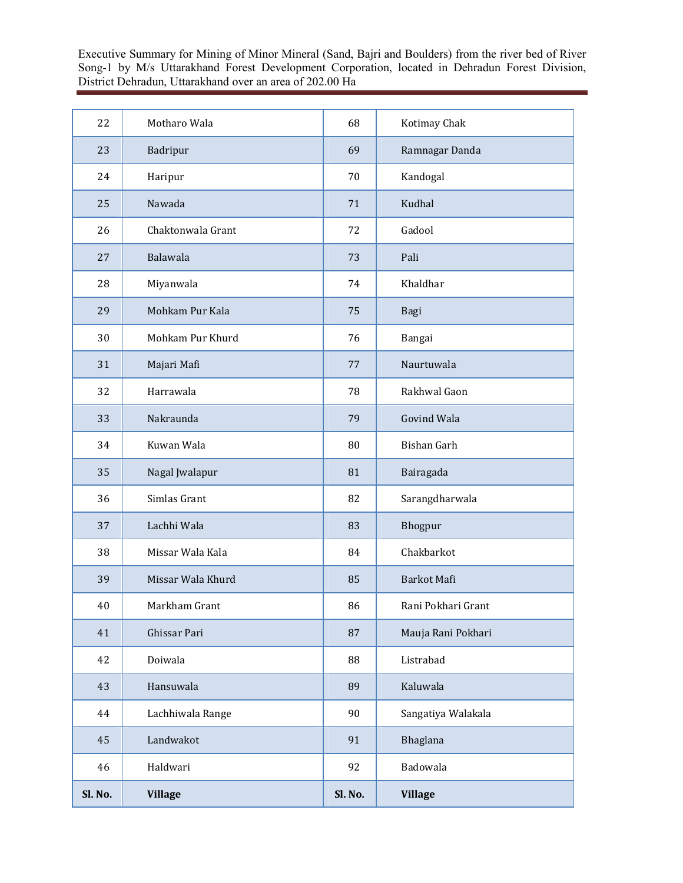| 22 | Motharo Wala | 68 | Kotimay Chak |
|---|---|---|---|
| 23 | Badripur | 69 | Ramnagar Danda |
| 24 | Haripur | 70 | Kandogal |
| 25 | Nawada | 71 | Kudhal |
| 26 | Chaktonwala Grant | 72 | Gadool |
| 27 | Balawala | 73 | Pali |
| 28 | Miyanwala | 74 | Khaldhar |
| 29 | Mohkam Pur Kala | 75 | Bagi |
| 30 | Mohkam Pur Khurd | 76 | Bangai |
| 31 | Majari Mafi | 77 | Naurtuwala |
| 32 | Harrawala | 78 | Rakhwal Gaon |
| 33 | Nakraunda | 79 | Govind Wala |
| 34 | Kuwan Wala | 80 | Bishan Garh |
| 35 | Nagal Jwalapur | 81 | Bairagada |
| 36 | Simlas Grant | 82 | Sarangdharwala |
| 37 | Lachhi Wala | 83 | Bhogpur |
| 38 | Missar Wala Kala | 84 | Chakbarkot |
| 39 | Missar Wala Khurd | 85 | Barkot Mafi |
| 40 | Markham Grant | 86 | Rani Pokhari Grant |
| 41 | Ghissar Pari | 87 | Mauja Rani Pokhari |
| 42 | Doiwala | 88 | Listrabad |
| 43 | Hansuwala | 89 | Kaluwala |
| 44 | Lachhiwala Range | 90 | Sangatiya Walakala |
| 45 | Landwakot | 91 | Bhaglana |
| 46 | Haldwari | 92 | Badowala |
| **Sl. No.** | **Village** | **Sl. No.** | **Village** |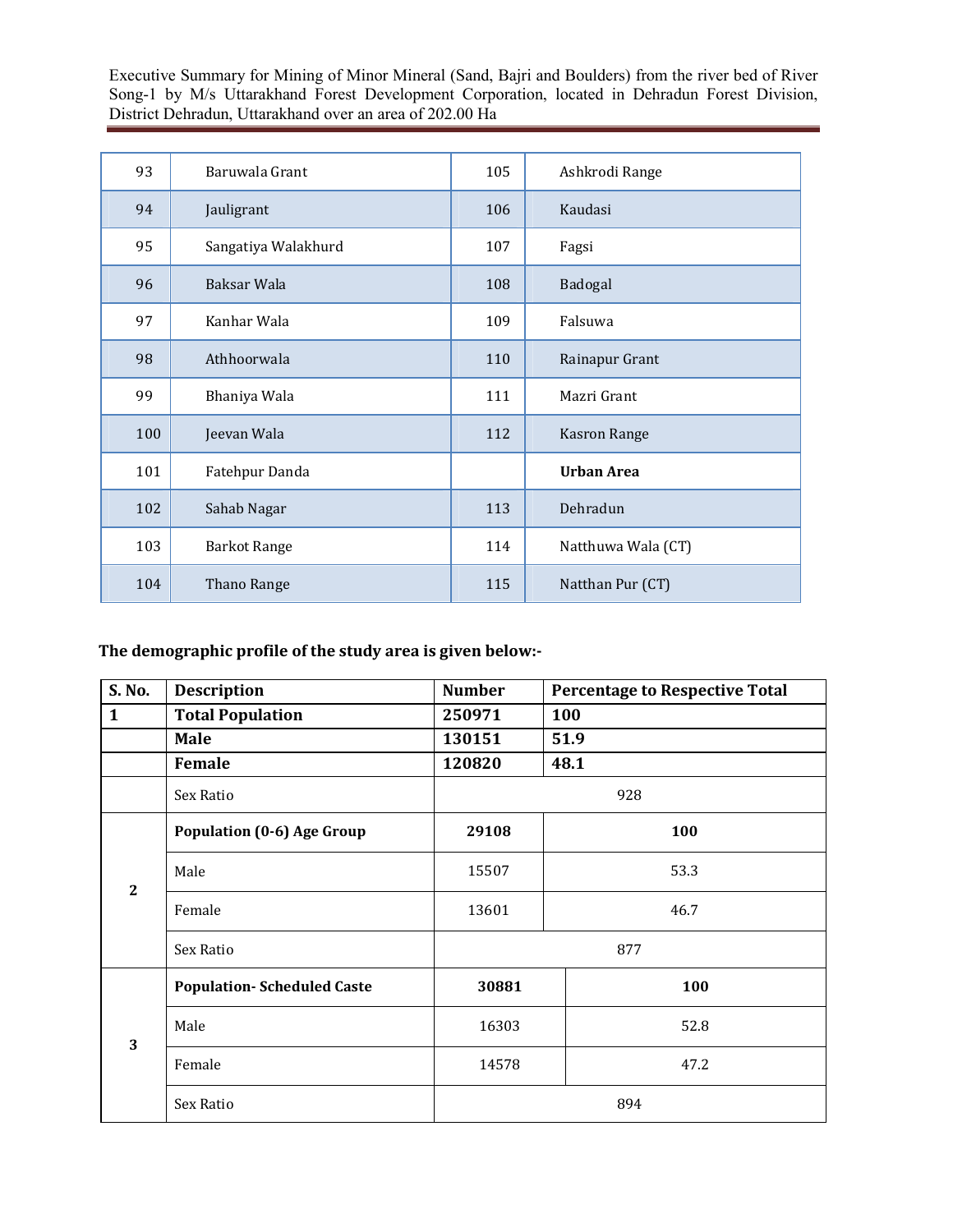| 93 | Baruwala Grant | 105 | Ashkrodi Range |
|---|---|---|---|
| 94 | Jauligrant | 106 | Kaudasi |
| 95 | Sangatiya Walakhurd | 107 | Fagsi |
| 96 | Baksar Wala | 108 | Badogal |
| 97 | Kanhar Wala | 109 | Falsuwa |
| 98 | Athhoorwala | 110 | Rainapur Grant |
| 99 | Bhaniya Wala | 111 | Mazri Grant |
| 100 | Jeevan Wala | 112 | Kasron Range |
| 101 | Fatehpur Danda | | **Urban Area** |
| 102 | Sahab Nagar | 113 | Dehradun |
| 103 | Barkot Range | 114 | Natthuwa Wala (CT) |
| 104 | Thano Range | 115 | Natthan Pur (CT) |

**The demographic profile of the study area is given below:-**

| S. No. | Description | Number | Percentage to Respective Total |
|---|---|---|---|
| **1** | **Total Population** | **250971** | **100** |
| | **Male** | **130151** | **51.9** |
| | **Female** | **120820** | **48.1** |
| | Sex Ratio | 928 | |
| **2** | **Population (0-6) Age Group** | **29108** | **100** |
| | Male | 15507 | 53.3 |
| | Female | 13601 | 46.7 |
| | Sex Ratio | 877 | |
| **3** | **Population- Scheduled Caste** | **30881** | **100** |
| | Male | 16303 | 52.8 |
| | Female | 14578 | 47.2 |
| | Sex Ratio | 894 | |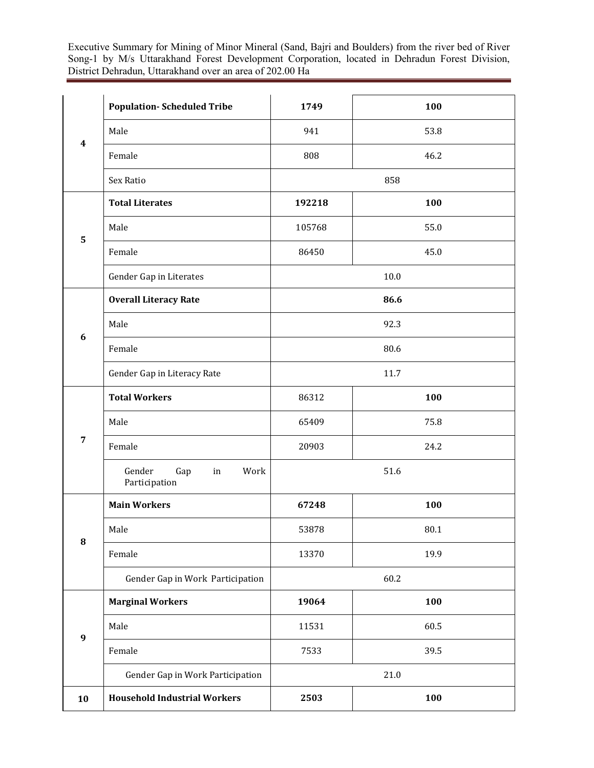| | | | |
|---|---|---|---|
| 4 | **Population- Scheduled Tribe** | **1749** | **100** |
| | Male | 941 | 53.8 |
| | Female | 808 | 46.2 |
| | Sex Ratio | 858 | |
| 5 | **Total Literates** | **192218** | **100** |
| | Male | 105768 | 55.0 |
| | Female | 86450 | 45.0 |
| | Gender Gap in Literates | 10.0 | |
| 6 | **Overall Literacy Rate** | **86.6** | |
| | Male | 92.3 | |
| | Female | 80.6 | |
| | Gender Gap in Literacy Rate | 11.7 | |
| 7 | **Total Workers** | 86312 | **100** |
| | Male | 65409 | 75.8 |
| | Female | 20903 | 24.2 |
| | Gender Gap in Work Participation | 51.6 | |
| 8 | **Main Workers** | **67248** | **100** |
| | Male | 53878 | 80.1 |
| | Female | 13370 | 19.9 |
| | Gender Gap in Work Participation | 60.2 | |
| 9 | **Marginal Workers** | **19064** | **100** |
| | Male | 11531 | 60.5 |
| | Female | 7533 | 39.5 |
| | Gender Gap in Work Participation | 21.0 | |
| 10 | **Household Industrial Workers** | **2503** | **100** |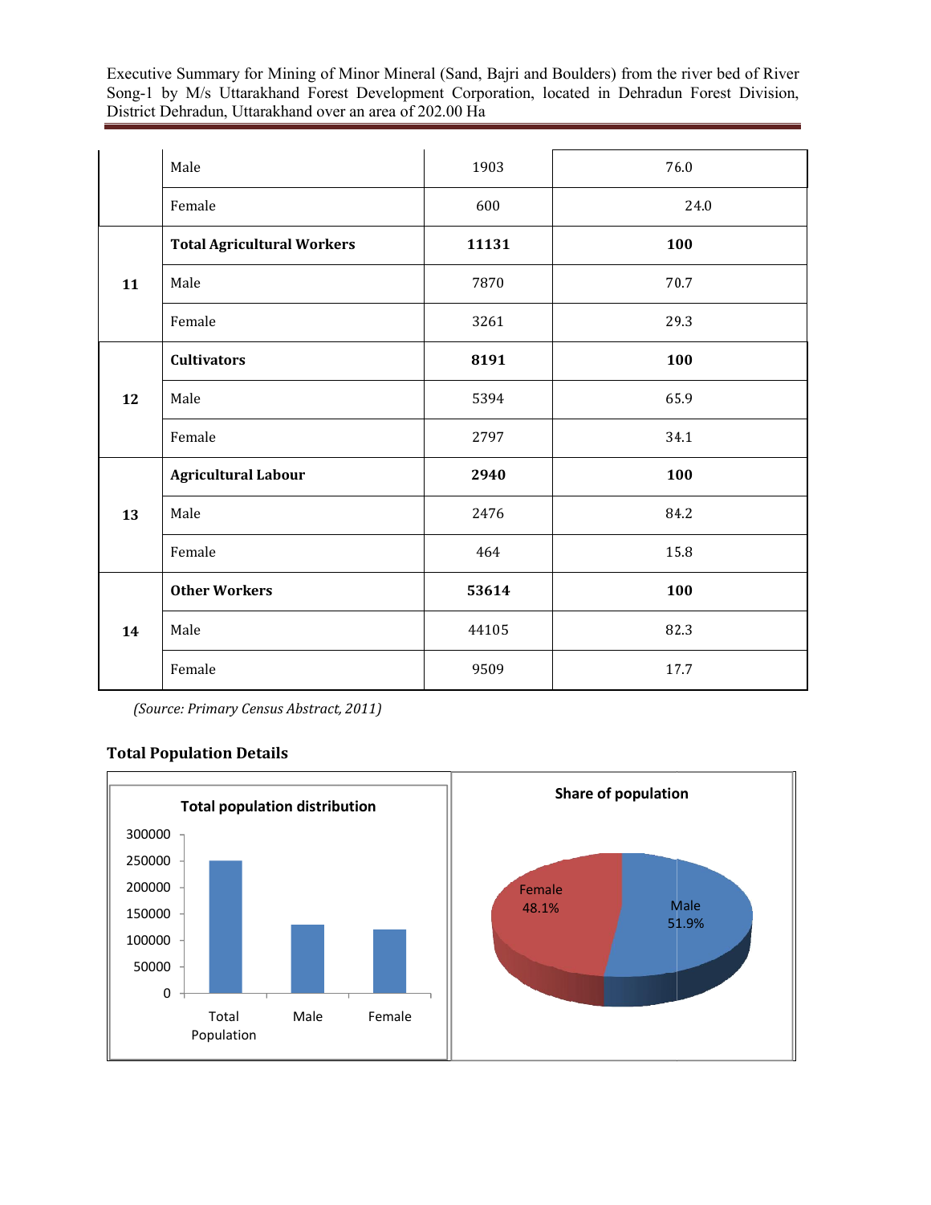| | | | |
|---|---|---|---|
| | Male | 1903 | 76.0 |
| | Female | 600 | 24.0 |
| 11 | **Total Agricultural Workers** | **11131** | **100** |
| | Male | 7870 | 70.7 |
| | Female | 3261 | 29.3 |
| 12 | **Cultivators** | **8191** | **100** |
| | Male | 5394 | 65.9 |
| | Female | 2797 | 34.1 |
| 13 | **Agricultural Labour** | **2940** | **100** |
| | Male | 2476 | 84.2 |
| | Female | 464 | 15.8 |
| 14 | **Other Workers** | **53614** | **100** |
| | Male | 44105 | 82.3 |
| | Female | 9509 | 17.7 |

*(Source: Primary Census Abstract, 2011)*

### Total Population Details

**Total population distribution**

**Share of population**

Female 48.1%

Male 51.9%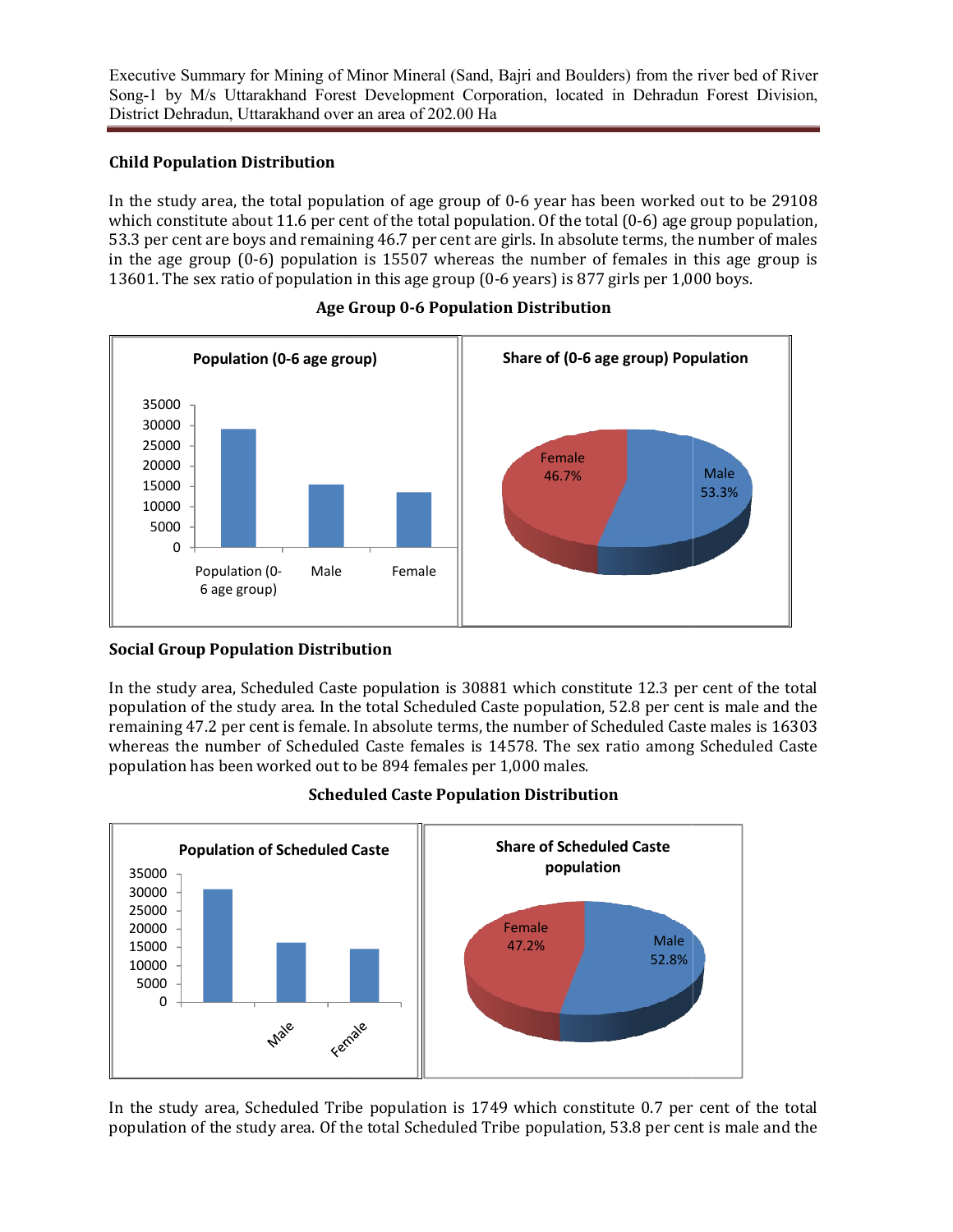### Child Population Distribution

In the study area, the total population of age group of 0-6 year has been worked out to be 29108 which constitute about 11.6 per cent of the total population. Of the total (0-6) age group population, 53.3 per cent are boys and remaining 46.7 per cent are girls. In absolute terms, the number of males in the age group (0-6) population is 15507 whereas the number of females in this age group is 13601. The sex ratio of population in this age group (0-6 years) is 877 girls per 1,000 boys.

**Age Group 0-6 Population Distribution**

### Social Group Population Distribution

In the study area, Scheduled Caste population is 30881 which constitute 12.3 per cent of the total population of the study area. In the total Scheduled Caste population, 52.8 per cent is male and the remaining 47.2 per cent is female. In absolute terms, the number of Scheduled Caste males is 16303 whereas the number of Scheduled Caste females is 14578. The sex ratio among Scheduled Caste population has been worked out to be 894 females per 1,000 males.

**Scheduled Caste Population Distribution**

In the study area, Scheduled Tribe population is 1749 which constitute 0.7 per cent of the total population of the study area. Of the total Scheduled Tribe population, 53.8 per cent is male and the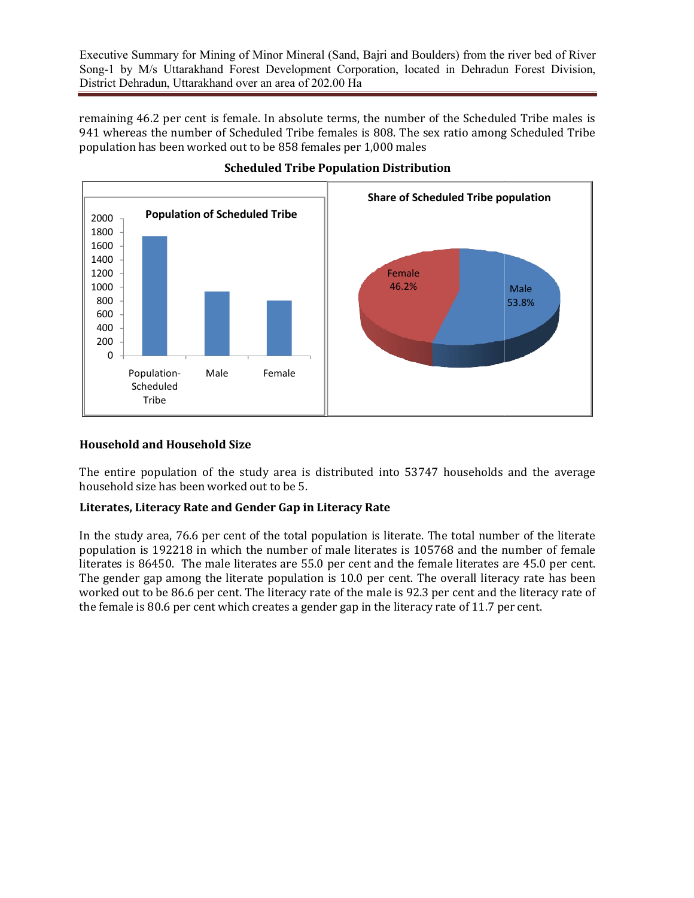remaining 46.2 per cent is female. In absolute terms, the number of the Scheduled Tribe males is 941 whereas the number of Scheduled Tribe females is 808. The sex ratio among Scheduled Tribe population has been worked out to be 858 females per 1,000 males

**Scheduled Tribe Population Distribution**

### Household and Household Size

The entire population of the study area is distributed into 53747 households and the average household size has been worked out to be 5.

### Literates, Literacy Rate and Gender Gap in Literacy Rate

In the study area, 76.6 per cent of the total population is literate. The total number of the literate population is 192218 in which the number of male literates is 105768 and the number of female literates is 86450. The male literates are 55.0 per cent and the female literates are 45.0 per cent. The gender gap among the literate population is 10.0 per cent. The overall literacy rate has been worked out to be 86.6 per cent. The literacy rate of the male is 92.3 per cent and the literacy rate of the female is 80.6 per cent which creates a gender gap in the literacy rate of 11.7 per cent.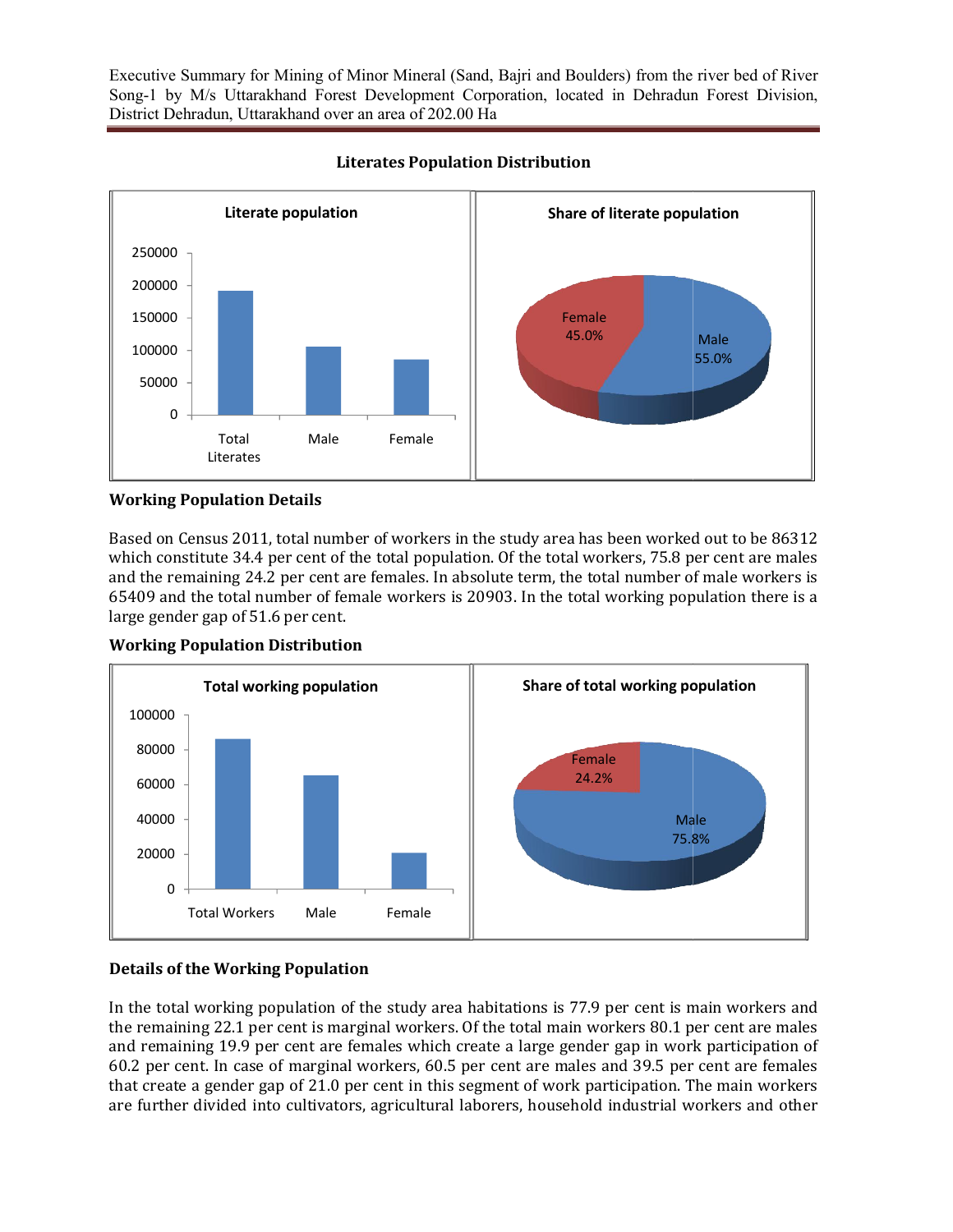**Literates Population Distribution**

**Working Population Details**

Based on Census 2011, total number of workers in the study area has been worked out to be 86312 which constitute 34.4 per cent of the total population. Of the total workers, 75.8 per cent are males and the remaining 24.2 per cent are females. In absolute term, the total number of male workers is 65409 and the total number of female workers is 20903. In the total working population there is a large gender gap of 51.6 per cent.

**Working Population Distribution**

**Details of the Working Population**

In the total working population of the study area habitations is 77.9 per cent is main workers and the remaining 22.1 per cent is marginal workers. Of the total main workers 80.1 per cent are males and remaining 19.9 per cent are females which create a large gender gap in work participation of 60.2 per cent. In case of marginal workers, 60.5 per cent are males and 39.5 per cent are females that create a gender gap of 21.0 per cent in this segment of work participation. The main workers are further divided into cultivators, agricultural laborers, household industrial workers and other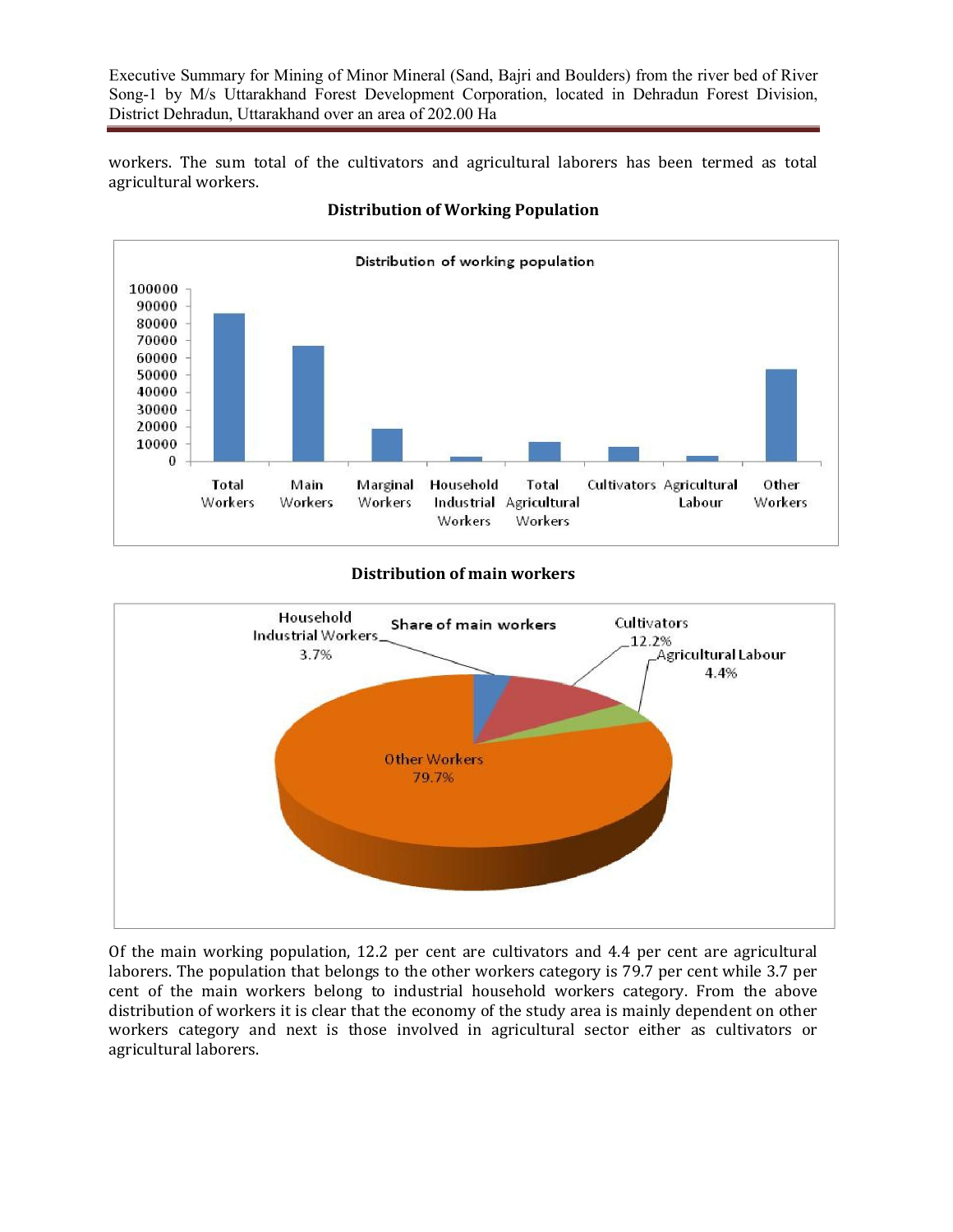workers. The sum total of the cultivators and agricultural laborers has been termed as total agricultural workers.

**Distribution of Working Population**

**Distribution of main workers**

Of the main working population, 12.2 per cent are cultivators and 4.4 per cent are agricultural laborers. The population that belongs to the other workers category is 79.7 per cent while 3.7 per cent of the main workers belong to industrial household workers category. From the above distribution of workers it is clear that the economy of the study area is mainly dependent on other workers category and next is those involved in agricultural sector either as cultivators or agricultural laborers.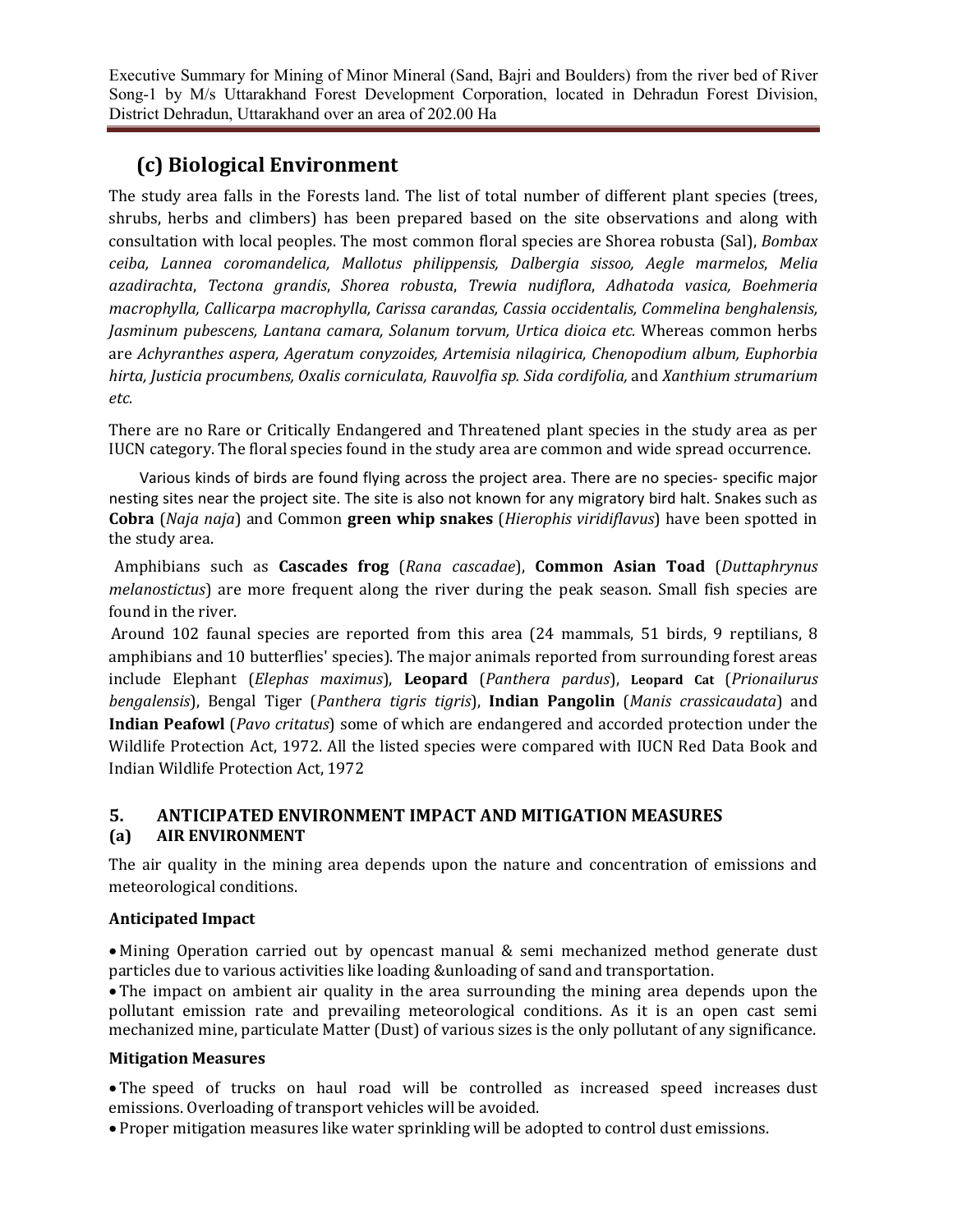## (c) Biological Environment

The study area falls in the Forests land. The list of total number of different plant species (trees, shrubs, herbs and climbers) has been prepared based on the site observations and along with consultation with local peoples. The most common floral species are Shorea robusta (Sal), *Bombax ceiba, Lannea coromandelica, Mallotus philippensis, Dalbergia sissoo, Aegle marmelos*, *Melia azadirachta*, *Tectona grandis*, *Shorea robusta*, *Trewia nudiflora*, *Adhatoda vasica, Boehmeria macrophylla, Callicarpa macrophylla, Carissa carandas, Cassia occidentalis, Commelina benghalensis, Jasminum pubescens, Lantana camara, Solanum torvum, Urtica dioica etc.* Whereas common herbs are *Achyranthes aspera, Ageratum conyzoides, Artemisia nilagirica, Chenopodium album, Euphorbia hirta, Justicia procumbens, Oxalis corniculata, Rauvolfia sp. Sida cordifolia,* and *Xanthium strumarium etc.*

There are no Rare or Critically Endangered and Threatened plant species in the study area as per IUCN category. The floral species found in the study area are common and wide spread occurrence.

Various kinds of birds are found flying across the project area. There are no species- specific major nesting sites near the project site. The site is also not known for any migratory bird halt. Snakes such as **Cobra** (*Naja naja*) and Common **green whip snakes** (*Hierophis viridiflavus*) have been spotted in the study area.

Amphibians such as **Cascades frog** (*Rana cascadae*), **Common Asian Toad** (*Duttaphrynus melanostictus*) are more frequent along the river during the peak season. Small fish species are found in the river.

Around 102 faunal species are reported from this area (24 mammals, 51 birds, 9 reptilians, 8 amphibians and 10 butterflies' species). The major animals reported from surrounding forest areas include Elephant (*Elephas maximus*), **Leopard** (*Panthera pardus*), **Leopard Cat** (*Prionailurus bengalensis*), Bengal Tiger (*Panthera tigris tigris*), **Indian Pangolin** (*Manis crassicaudata*) and **Indian Peafowl** (*Pavo critatus*) some of which are endangered and accorded protection under the Wildlife Protection Act, 1972. All the listed species were compared with IUCN Red Data Book and Indian Wildlife Protection Act, 1972

## 5. ANTICIPATED ENVIRONMENT IMPACT AND MITIGATION MEASURES

### (a) AIR ENVIRONMENT

The air quality in the mining area depends upon the nature and concentration of emissions and meteorological conditions.

**Anticipated Impact**

- Mining Operation carried out by opencast manual & semi mechanized method generate dust particles due to various activities like loading &unloading of sand and transportation.
- The impact on ambient air quality in the area surrounding the mining area depends upon the pollutant emission rate and prevailing meteorological conditions. As it is an open cast semi mechanized mine, particulate Matter (Dust) of various sizes is the only pollutant of any significance.

**Mitigation Measures**

- The speed of trucks on haul road will be controlled as increased speed increases dust emissions. Overloading of transport vehicles will be avoided.
- Proper mitigation measures like water sprinkling will be adopted to control dust emissions.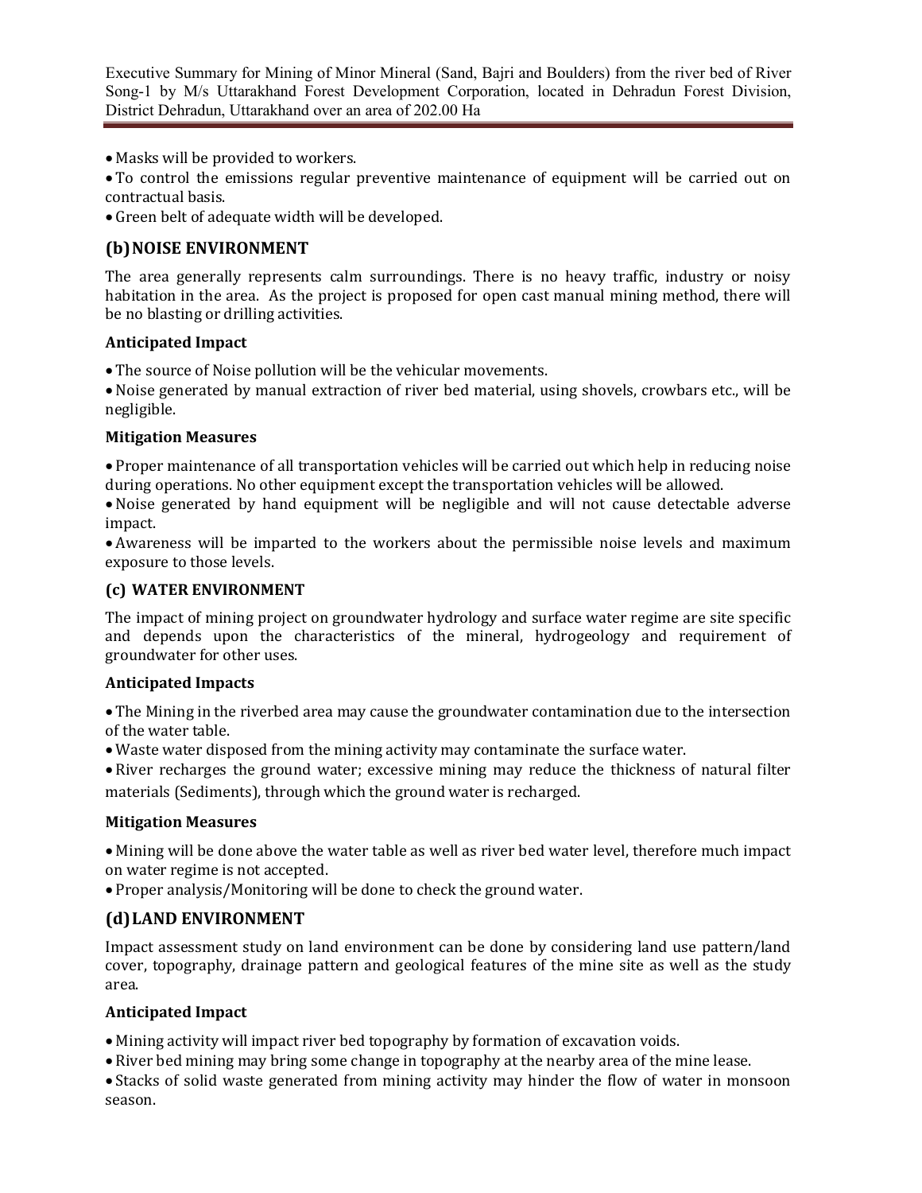- Masks will be provided to workers.
- To control the emissions regular preventive maintenance of equipment will be carried out on contractual basis.
- Green belt of adequate width will be developed.

## (b) NOISE ENVIRONMENT

The area generally represents calm surroundings. There is no heavy traffic, industry or noisy habitation in the area. As the project is proposed for open cast manual mining method, there will be no blasting or drilling activities.

**Anticipated Impact**

- The source of Noise pollution will be the vehicular movements.
- Noise generated by manual extraction of river bed material, using shovels, crowbars etc., will be negligible.

**Mitigation Measures**

- Proper maintenance of all transportation vehicles will be carried out which help in reducing noise during operations. No other equipment except the transportation vehicles will be allowed.
- Noise generated by hand equipment will be negligible and will not cause detectable adverse impact.
- Awareness will be imparted to the workers about the permissible noise levels and maximum exposure to those levels.

## (c) WATER ENVIRONMENT

The impact of mining project on groundwater hydrology and surface water regime are site specific and depends upon the characteristics of the mineral, hydrogeology and requirement of groundwater for other uses.

**Anticipated Impacts**

- The Mining in the riverbed area may cause the groundwater contamination due to the intersection of the water table.
- Waste water disposed from the mining activity may contaminate the surface water.
- River recharges the ground water; excessive mining may reduce the thickness of natural filter materials (Sediments), through which the ground water is recharged.

**Mitigation Measures**

- Mining will be done above the water table as well as river bed water level, therefore much impact on water regime is not accepted.
- Proper analysis/Monitoring will be done to check the ground water.

## (d) LAND ENVIRONMENT

Impact assessment study on land environment can be done by considering land use pattern/land cover, topography, drainage pattern and geological features of the mine site as well as the study area.

**Anticipated Impact**

- Mining activity will impact river bed topography by formation of excavation voids.
- River bed mining may bring some change in topography at the nearby area of the mine lease.
- Stacks of solid waste generated from mining activity may hinder the flow of water in monsoon season.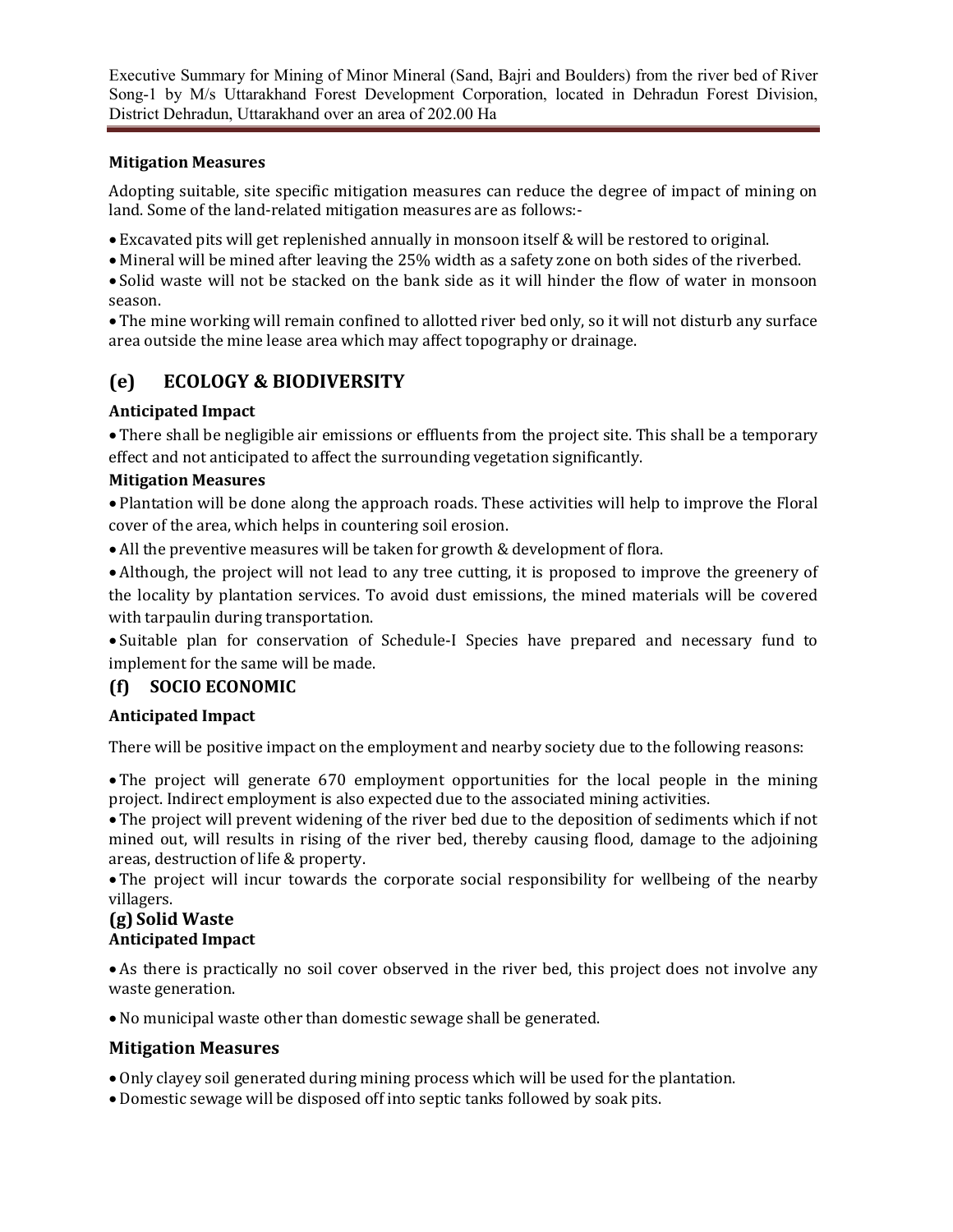**Mitigation Measures**

Adopting suitable, site specific mitigation measures can reduce the degree of impact of mining on land. Some of the land-related mitigation measures are as follows:-

- Excavated pits will get replenished annually in monsoon itself & will be restored to original.
- Mineral will be mined after leaving the 25% width as a safety zone on both sides of the riverbed.
- Solid waste will not be stacked on the bank side as it will hinder the flow of water in monsoon season.
- The mine working will remain confined to allotted river bed only, so it will not disturb any surface area outside the mine lease area which may affect topography or drainage.

## (e) ECOLOGY & BIODIVERSITY

**Anticipated Impact**

- There shall be negligible air emissions or effluents from the project site. This shall be a temporary effect and not anticipated to affect the surrounding vegetation significantly.

**Mitigation Measures**

- Plantation will be done along the approach roads. These activities will help to improve the Floral cover of the area, which helps in countering soil erosion.
- All the preventive measures will be taken for growth & development of flora.
- Although, the project will not lead to any tree cutting, it is proposed to improve the greenery of the locality by plantation services. To avoid dust emissions, the mined materials will be covered with tarpaulin during transportation.
- Suitable plan for conservation of Schedule-I Species have prepared and necessary fund to implement for the same will be made.

## (f) SOCIO ECONOMIC

**Anticipated Impact**

There will be positive impact on the employment and nearby society due to the following reasons:

- The project will generate 670 employment opportunities for the local people in the mining project. Indirect employment is also expected due to the associated mining activities.
- The project will prevent widening of the river bed due to the deposition of sediments which if not mined out, will results in rising of the river bed, thereby causing flood, damage to the adjoining areas, destruction of life & property.
- The project will incur towards the corporate social responsibility for wellbeing of the nearby villagers.

## (g) Solid Waste

**Anticipated Impact**

- As there is practically no soil cover observed in the river bed, this project does not involve any waste generation.
- No municipal waste other than domestic sewage shall be generated.

## Mitigation Measures

- Only clayey soil generated during mining process which will be used for the plantation.
- Domestic sewage will be disposed off into septic tanks followed by soak pits.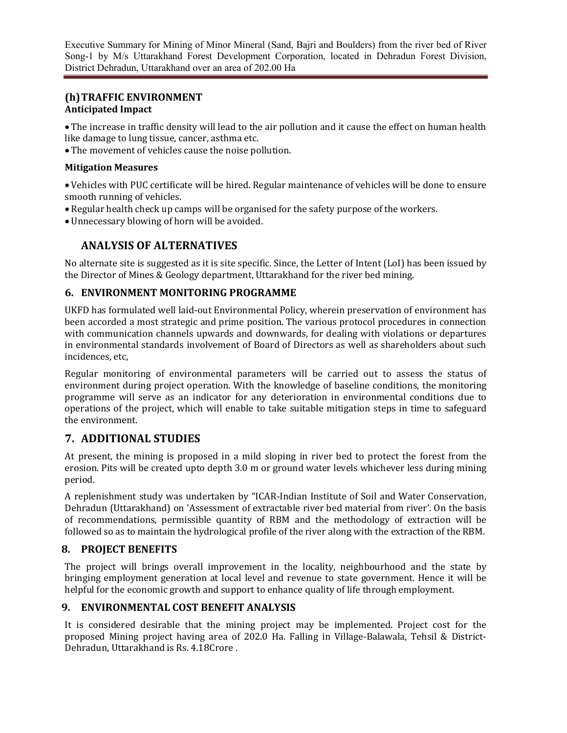### (h) TRAFFIC ENVIRONMENT

**Anticipated Impact**

- The increase in traffic density will lead to the air pollution and it cause the effect on human health like damage to lung tissue, cancer, asthma etc.
- The movement of vehicles cause the noise pollution.

**Mitigation Measures**

- Vehicles with PUC certificate will be hired. Regular maintenance of vehicles will be done to ensure smooth running of vehicles.
- Regular health check up camps will be organised for the safety purpose of the workers.
- Unnecessary blowing of horn will be avoided.

## ANALYSIS OF ALTERNATIVES

No alternate site is suggested as it is site specific. Since, the Letter of Intent (LoI) has been issued by the Director of Mines & Geology department, Uttarakhand for the river bed mining.

## 6. ENVIRONMENT MONITORING PROGRAMME

UKFD has formulated well laid-out Environmental Policy, wherein preservation of environment has been accorded a most strategic and prime position. The various protocol procedures in connection with communication channels upwards and downwards, for dealing with violations or departures in environmental standards involvement of Board of Directors as well as shareholders about such incidences, etc,

Regular monitoring of environmental parameters will be carried out to assess the status of environment during project operation. With the knowledge of baseline conditions, the monitoring programme will serve as an indicator for any deterioration in environmental conditions due to operations of the project, which will enable to take suitable mitigation steps in time to safeguard the environment.

## 7. ADDITIONAL STUDIES

At present, the mining is proposed in a mild sloping in river bed to protect the forest from the erosion. Pits will be created upto depth 3.0 m or ground water levels whichever less during mining period.

A replenishment study was undertaken by "ICAR-Indian Institute of Soil and Water Conservation, Dehradun (Uttarakhand) on 'Assessment of extractable river bed material from river'. On the basis of recommendations, permissible quantity of RBM and the methodology of extraction will be followed so as to maintain the hydrological profile of the river along with the extraction of the RBM.

## 8. PROJECT BENEFITS

The project will brings overall improvement in the locality, neighbourhood and the state by bringing employment generation at local level and revenue to state government. Hence it will be helpful for the economic growth and support to enhance quality of life through employment.

## 9. ENVIRONMENTAL COST BENEFIT ANALYSIS

It is considered desirable that the mining project may be implemented. Project cost for the proposed Mining project having area of 202.0 Ha. Falling in Village-Balawala, Tehsil & District-Dehradun, Uttarakhand is Rs. 4.18Crore .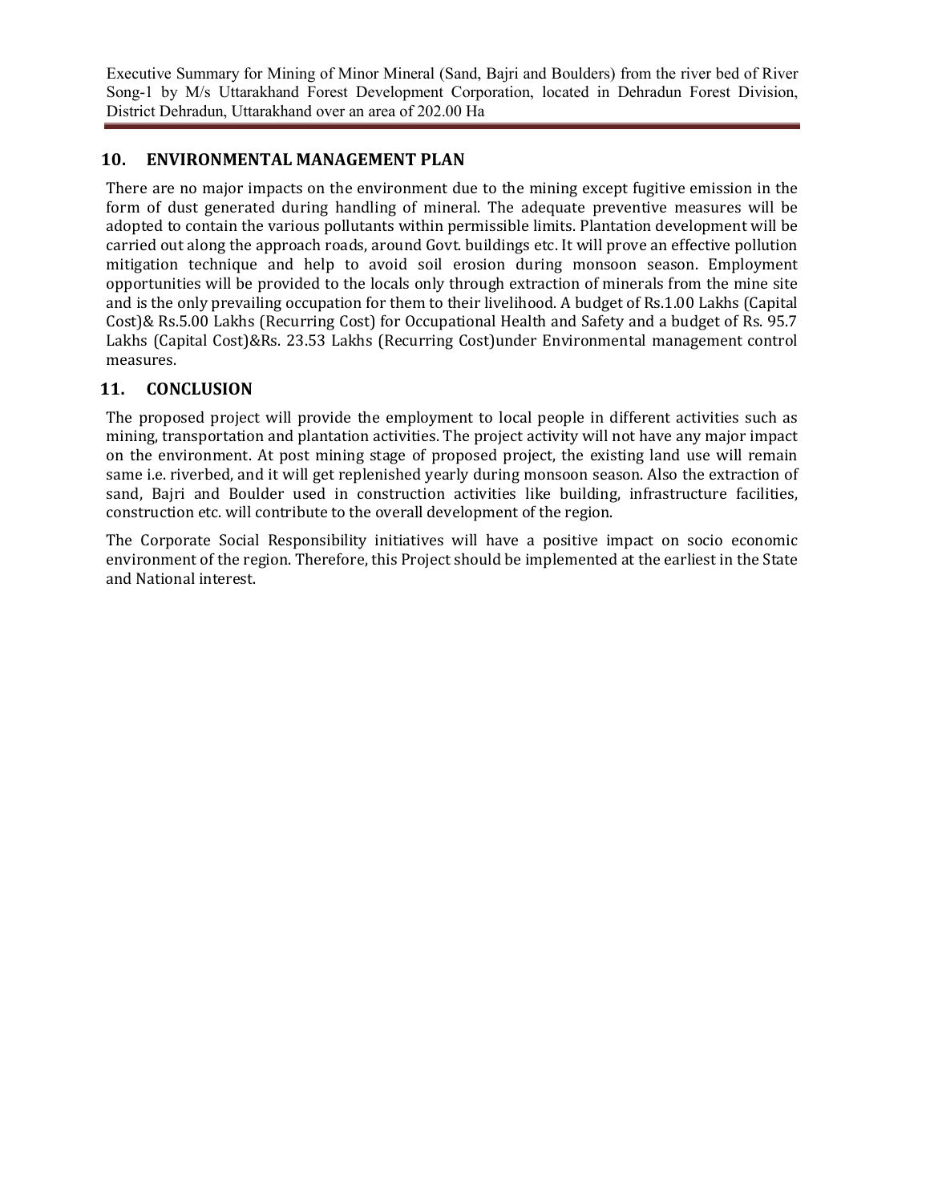## 10. ENVIRONMENTAL MANAGEMENT PLAN

There are no major impacts on the environment due to the mining except fugitive emission in the form of dust generated during handling of mineral. The adequate preventive measures will be adopted to contain the various pollutants within permissible limits. Plantation development will be carried out along the approach roads, around Govt. buildings etc. It will prove an effective pollution mitigation technique and help to avoid soil erosion during monsoon season. Employment opportunities will be provided to the locals only through extraction of minerals from the mine site and is the only prevailing occupation for them to their livelihood. A budget of Rs.1.00 Lakhs (Capital Cost)& Rs.5.00 Lakhs (Recurring Cost) for Occupational Health and Safety and a budget of Rs. 95.7 Lakhs (Capital Cost)&Rs. 23.53 Lakhs (Recurring Cost)under Environmental management control measures.

## 11. CONCLUSION

The proposed project will provide the employment to local people in different activities such as mining, transportation and plantation activities. The project activity will not have any major impact on the environment. At post mining stage of proposed project, the existing land use will remain same i.e. riverbed, and it will get replenished yearly during monsoon season. Also the extraction of sand, Bajri and Boulder used in construction activities like building, infrastructure facilities, construction etc. will contribute to the overall development of the region.

The Corporate Social Responsibility initiatives will have a positive impact on socio economic environment of the region. Therefore, this Project should be implemented at the earliest in the State and National interest.